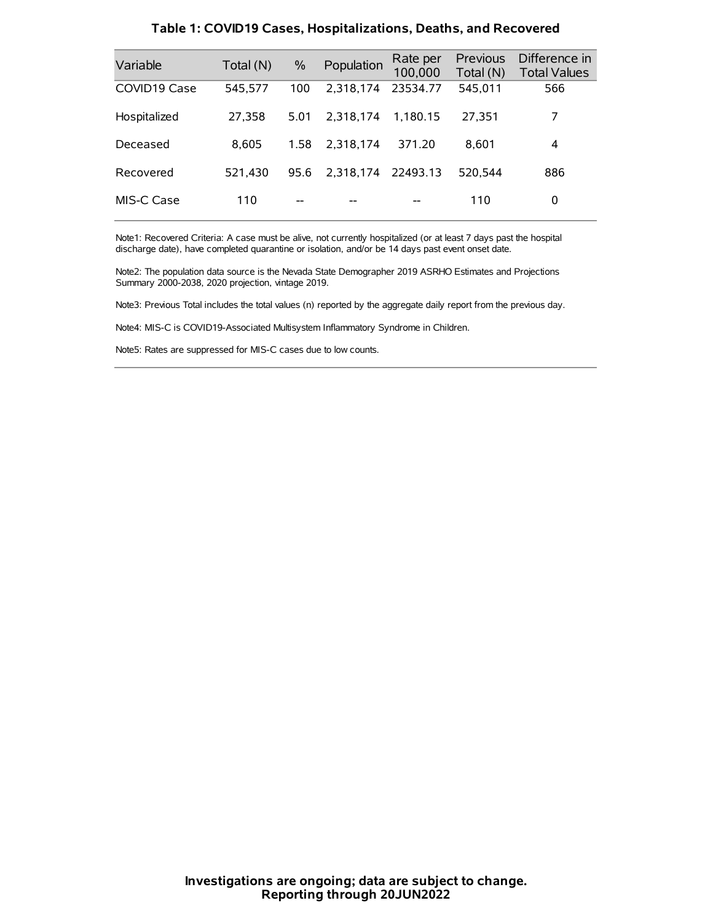### Table 1: COVID19 Cases, Hospitalizations, Deaths, and Recovered

| Variable | Total (N) | % | Population | Rate per 100,000 | Previous Total (N) | Difference in Total Values |
|---|---|---|---|---|---|---|
| COVID19 Case | 545,577 | 100 | 2,318,174 | 23534.77 | 545,011 | 566 |
| Hospitalized | 27,358 | 5.01 | 2,318,174 | 1,180.15 | 27,351 | 7 |
| Deceased | 8,605 | 1.58 | 2,318,174 | 371.20 | 8,601 | 4 |
| Recovered | 521,430 | 95.6 | 2,318,174 | 22493.13 | 520,544 | 886 |
| MIS-C Case | 110 | -- | -- | -- | 110 | 0 |

Note1: Recovered Criteria: A case must be alive, not currently hospitalized (or at least 7 days past the hospital discharge date), have completed quarantine or isolation, and/or be 14 days past event onset date.

Note2: The population data source is the Nevada State Demographer 2019 ASRHO Estimates and Projections Summary 2000-2038, 2020 projection, vintage 2019.

Note3: Previous Total includes the total values (n) reported by the aggregate daily report from the previous day.

Note4: MIS-C is COVID19-Associated Multisystem Inflammatory Syndrome in Children.

Note5: Rates are suppressed for MIS-C cases due to low counts.

**Investigations are ongoing; data are subject to change.**
**Reporting through 20JUN2022**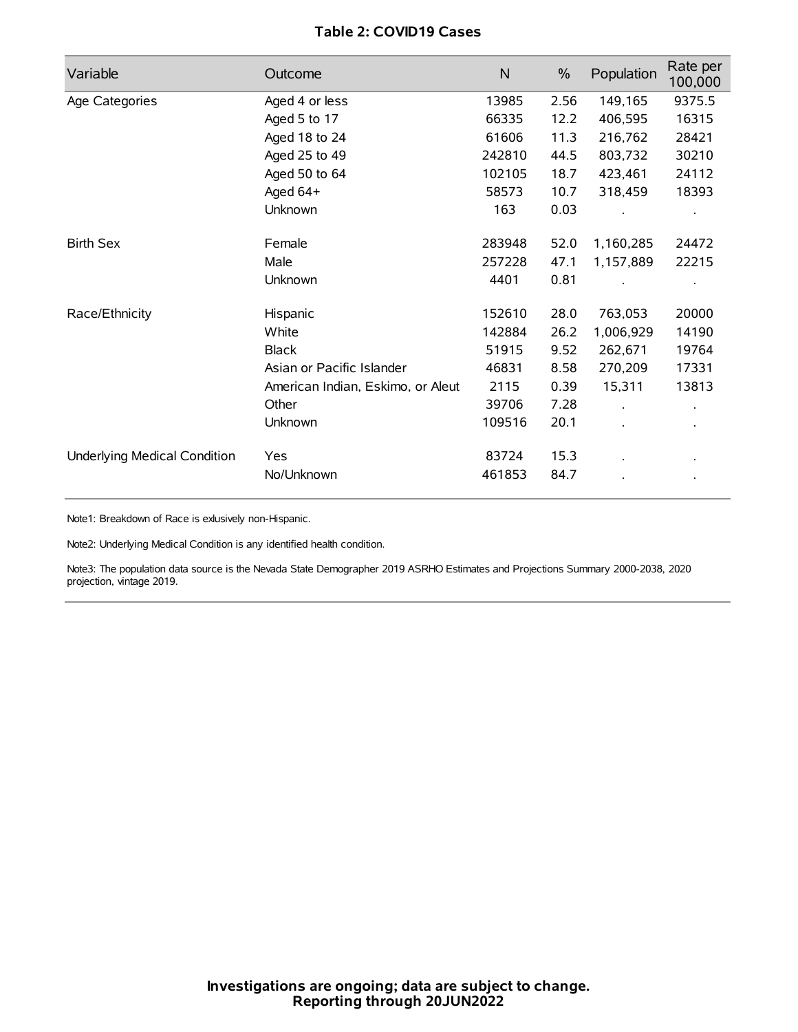**Table 2: COVID19 Cases**

| Variable | Outcome | N | % | Population | Rate per 100,000 |
|---|---|---|---|---|---|
| Age Categories | Aged 4 or less | 13985 | 2.56 | 149,165 | 9375.5 |
| | Aged 5 to 17 | 66335 | 12.2 | 406,595 | 16315 |
| | Aged 18 to 24 | 61606 | 11.3 | 216,762 | 28421 |
| | Aged 25 to 49 | 242810 | 44.5 | 803,732 | 30210 |
| | Aged 50 to 64 | 102105 | 18.7 | 423,461 | 24112 |
| | Aged 64+ | 58573 | 10.7 | 318,459 | 18393 |
| | Unknown | 163 | 0.03 | . | . |
| Birth Sex | Female | 283948 | 52.0 | 1,160,285 | 24472 |
| | Male | 257228 | 47.1 | 1,157,889 | 22215 |
| | Unknown | 4401 | 0.81 | . | . |
| Race/Ethnicity | Hispanic | 152610 | 28.0 | 763,053 | 20000 |
| | White | 142884 | 26.2 | 1,006,929 | 14190 |
| | Black | 51915 | 9.52 | 262,671 | 19764 |
| | Asian or Pacific Islander | 46831 | 8.58 | 270,209 | 17331 |
| | American Indian, Eskimo, or Aleut | 2115 | 0.39 | 15,311 | 13813 |
| | Other | 39706 | 7.28 | . | . |
| | Unknown | 109516 | 20.1 | . | . |
| Underlying Medical Condition | Yes | 83724 | 15.3 | . | . |
| | No/Unknown | 461853 | 84.7 | . | . |

Note1: Breakdown of Race is exlusively non-Hispanic.

Note2: Underlying Medical Condition is any identified health condition.

Note3: The population data source is the Nevada State Demographer 2019 ASRHO Estimates and Projections Summary 2000-2038, 2020 projection, vintage 2019.

**Investigations are ongoing; data are subject to change.**
**Reporting through 20JUN2022**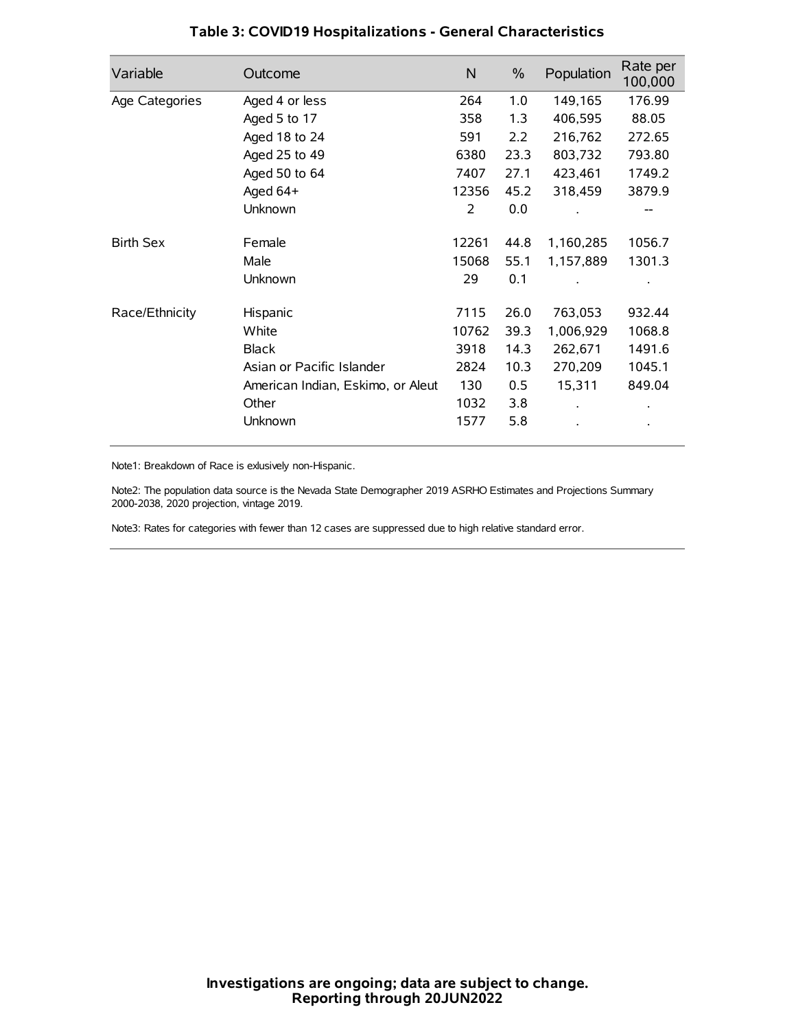## Table 3: COVID19 Hospitalizations - General Characteristics

| Variable | Outcome | N | % | Population | Rate per 100,000 |
|---|---|---|---|---|---|
| Age Categories | Aged 4 or less | 264 | 1.0 | 149,165 | 176.99 |
| | Aged 5 to 17 | 358 | 1.3 | 406,595 | 88.05 |
| | Aged 18 to 24 | 591 | 2.2 | 216,762 | 272.65 |
| | Aged 25 to 49 | 6380 | 23.3 | 803,732 | 793.80 |
| | Aged 50 to 64 | 7407 | 27.1 | 423,461 | 1749.2 |
| | Aged 64+ | 12356 | 45.2 | 318,459 | 3879.9 |
| | Unknown | 2 | 0.0 | . | -- |
| Birth Sex | Female | 12261 | 44.8 | 1,160,285 | 1056.7 |
| | Male | 15068 | 55.1 | 1,157,889 | 1301.3 |
| | Unknown | 29 | 0.1 | . | . |
| Race/Ethnicity | Hispanic | 7115 | 26.0 | 763,053 | 932.44 |
| | White | 10762 | 39.3 | 1,006,929 | 1068.8 |
| | Black | 3918 | 14.3 | 262,671 | 1491.6 |
| | Asian or Pacific Islander | 2824 | 10.3 | 270,209 | 1045.1 |
| | American Indian, Eskimo, or Aleut | 130 | 0.5 | 15,311 | 849.04 |
| | Other | 1032 | 3.8 | . | . |
| | Unknown | 1577 | 5.8 | . | . |

Note1: Breakdown of Race is exlusively non-Hispanic.

Note2: The population data source is the Nevada State Demographer 2019 ASRHO Estimates and Projections Summary 2000-2038, 2020 projection, vintage 2019.

Note3: Rates for categories with fewer than 12 cases are suppressed due to high relative standard error.

**Investigations are ongoing; data are subject to change.**
**Reporting through 20JUN2022**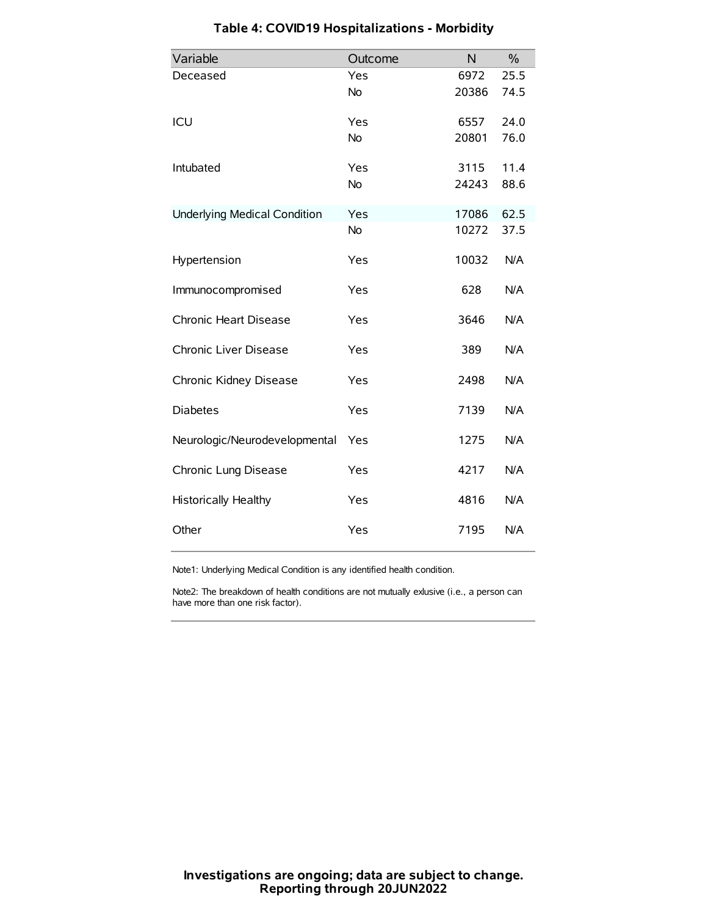### Table 4: COVID19 Hospitalizations - Morbidity

| Variable | Outcome | N | % |
|---|---|---|---|
| Deceased | Yes | 6972 | 25.5 |
| | No | 20386 | 74.5 |
| ICU | Yes | 6557 | 24.0 |
| | No | 20801 | 76.0 |
| Intubated | Yes | 3115 | 11.4 |
| | No | 24243 | 88.6 |
| Underlying Medical Condition | Yes | 17086 | 62.5 |
| | No | 10272 | 37.5 |
| Hypertension | Yes | 10032 | N/A |
| Immunocompromised | Yes | 628 | N/A |
| Chronic Heart Disease | Yes | 3646 | N/A |
| Chronic Liver Disease | Yes | 389 | N/A |
| Chronic Kidney Disease | Yes | 2498 | N/A |
| Diabetes | Yes | 7139 | N/A |
| Neurologic/Neurodevelopmental | Yes | 1275 | N/A |
| Chronic Lung Disease | Yes | 4217 | N/A |
| Historically Healthy | Yes | 4816 | N/A |
| Other | Yes | 7195 | N/A |

Note1: Underlying Medical Condition is any identified health condition.

Note2: The breakdown of health conditions are not mutually exlusive (i.e., a person can have more than one risk factor).

**Investigations are ongoing; data are subject to change.**
**Reporting through 20JUN2022**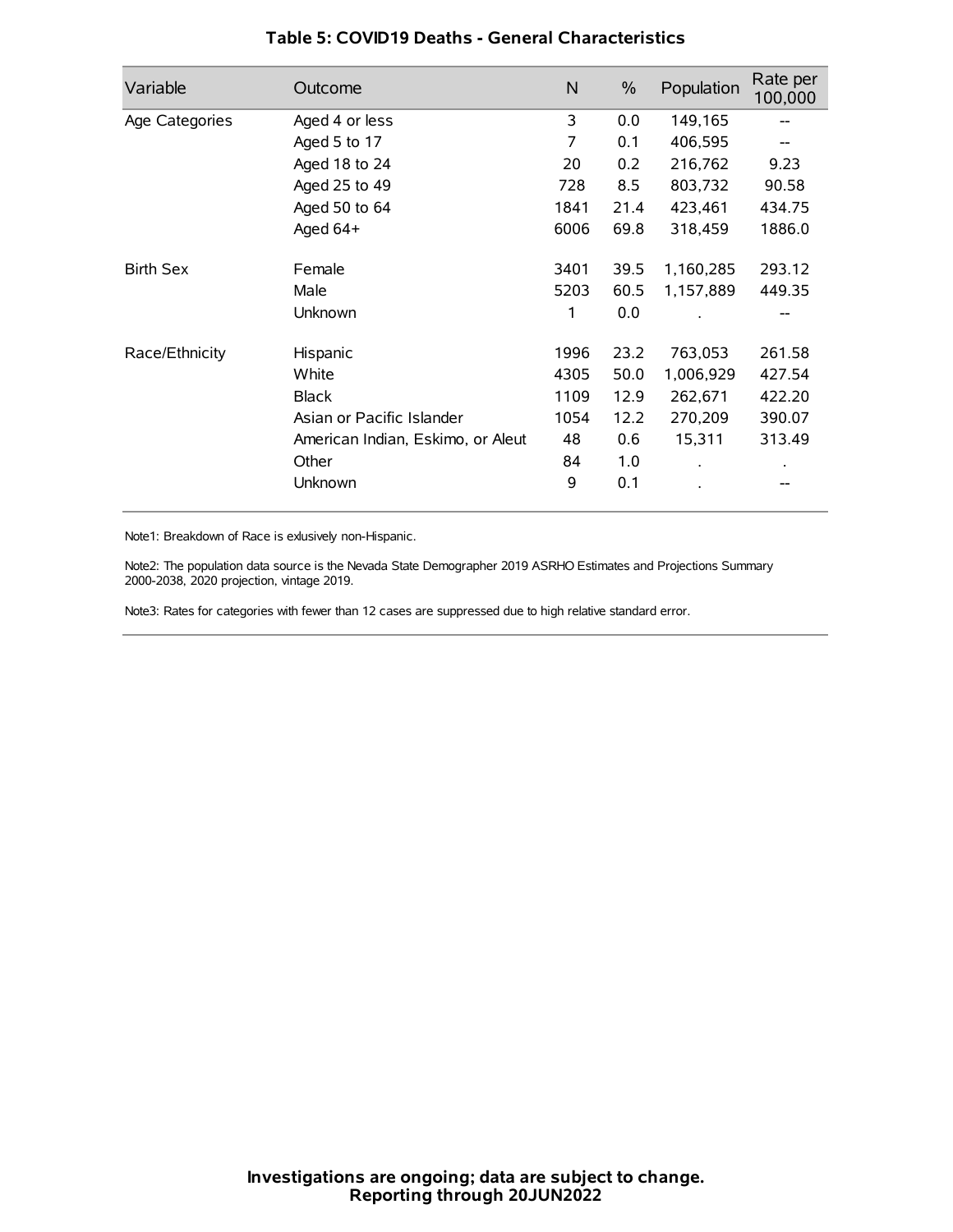### Table 5: COVID19 Deaths - General Characteristics

| Variable | Outcome | N | % | Population | Rate per 100,000 |
|---|---|---|---|---|---|
| Age Categories | Aged 4 or less | 3 | 0.0 | 149,165 | -- |
| | Aged 5 to 17 | 7 | 0.1 | 406,595 | -- |
| | Aged 18 to 24 | 20 | 0.2 | 216,762 | 9.23 |
| | Aged 25 to 49 | 728 | 8.5 | 803,732 | 90.58 |
| | Aged 50 to 64 | 1841 | 21.4 | 423,461 | 434.75 |
| | Aged 64+ | 6006 | 69.8 | 318,459 | 1886.0 |
| Birth Sex | Female | 3401 | 39.5 | 1,160,285 | 293.12 |
| | Male | 5203 | 60.5 | 1,157,889 | 449.35 |
| | Unknown | 1 | 0.0 | . | -- |
| Race/Ethnicity | Hispanic | 1996 | 23.2 | 763,053 | 261.58 |
| | White | 4305 | 50.0 | 1,006,929 | 427.54 |
| | Black | 1109 | 12.9 | 262,671 | 422.20 |
| | Asian or Pacific Islander | 1054 | 12.2 | 270,209 | 390.07 |
| | American Indian, Eskimo, or Aleut | 48 | 0.6 | 15,311 | 313.49 |
| | Other | 84 | 1.0 | . | . |
| | Unknown | 9 | 0.1 | . | -- |

Note1: Breakdown of Race is exlusively non-Hispanic.

Note2: The population data source is the Nevada State Demographer 2019 ASRHO Estimates and Projections Summary 2000-2038, 2020 projection, vintage 2019.

Note3: Rates for categories with fewer than 12 cases are suppressed due to high relative standard error.

**Investigations are ongoing; data are subject to change.**
**Reporting through 20JUN2022**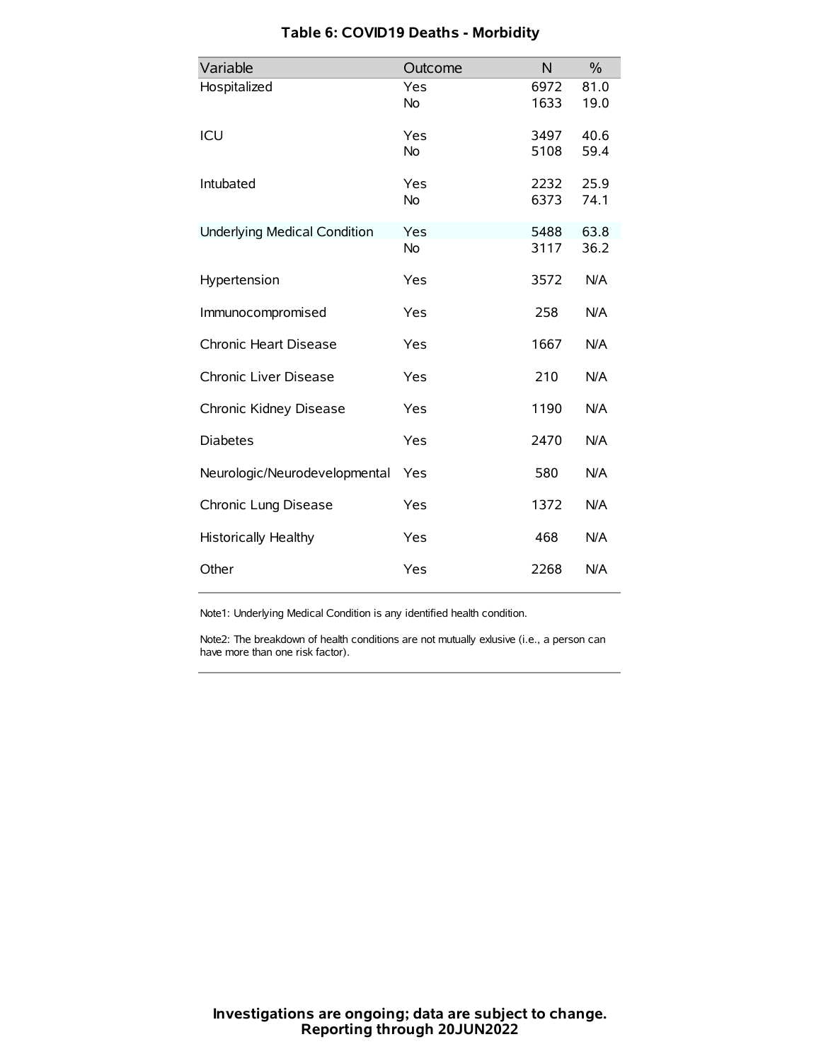## Table 6: COVID19 Deaths - Morbidity

| Variable | Outcome | N | % |
|---|---|---|---|
| Hospitalized | Yes | 6972 | 81.0 |
| | No | 1633 | 19.0 |
| ICU | Yes | 3497 | 40.6 |
| | No | 5108 | 59.4 |
| Intubated | Yes | 2232 | 25.9 |
| | No | 6373 | 74.1 |
| Underlying Medical Condition | Yes | 5488 | 63.8 |
| | No | 3117 | 36.2 |
| Hypertension | Yes | 3572 | N/A |
| Immunocompromised | Yes | 258 | N/A |
| Chronic Heart Disease | Yes | 1667 | N/A |
| Chronic Liver Disease | Yes | 210 | N/A |
| Chronic Kidney Disease | Yes | 1190 | N/A |
| Diabetes | Yes | 2470 | N/A |
| Neurologic/Neurodevelopmental | Yes | 580 | N/A |
| Chronic Lung Disease | Yes | 1372 | N/A |
| Historically Healthy | Yes | 468 | N/A |
| Other | Yes | 2268 | N/A |

Note1: Underlying Medical Condition is any identified health condition.

Note2: The breakdown of health conditions are not mutually exlusive (i.e., a person can have more than one risk factor).

**Investigations are ongoing; data are subject to change.**
**Reporting through 20JUN2022**